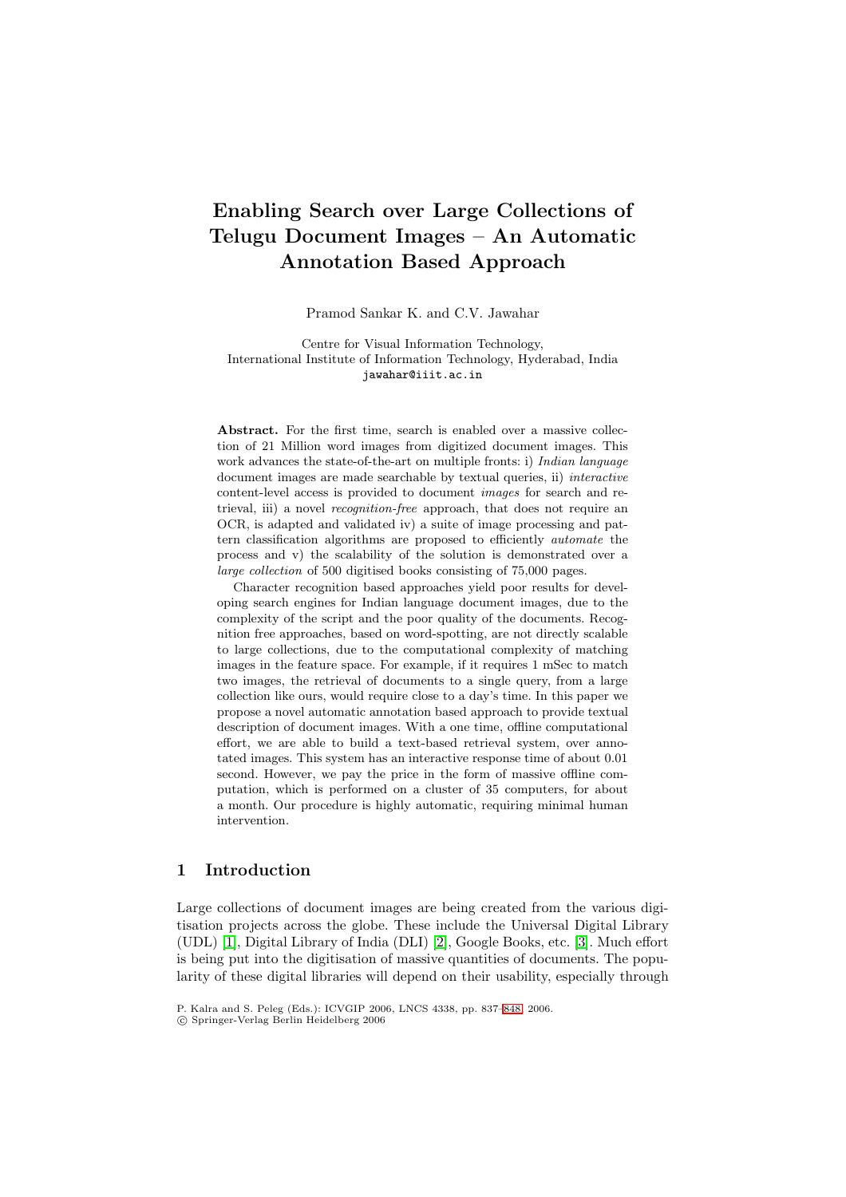# Enabling Search over Large Collections of Telugu Document Images – An Automatic Annotation Based Approach

Pramod Sankar K. and C.V. Jawahar

Centre for Visual Information Technology,
International Institute of Information Technology, Hyderabad, India
jawahar@iiit.ac.in

**Abstract.** For the first time, search is enabled over a massive collection of 21 Million word images from digitized document images. This work advances the state-of-the-art on multiple fronts: i) *Indian language* document images are made searchable by textual queries, ii) *interactive* content-level access is provided to document *images* for search and retrieval, iii) a novel *recognition-free* approach, that does not require an OCR, is adapted and validated iv) a suite of image processing and pattern classification algorithms are proposed to efficiently *automate* the process and v) the scalability of the solution is demonstrated over a *large collection* of 500 digitised books consisting of 75,000 pages.

Character recognition based approaches yield poor results for developing search engines for Indian language document images, due to the complexity of the script and the poor quality of the documents. Recognition free approaches, based on word-spotting, are not directly scalable to large collections, due to the computational complexity of matching images in the feature space. For example, if it requires 1 mSec to match two images, the retrieval of documents to a single query, from a large collection like ours, would require close to a day's time. In this paper we propose a novel automatic annotation based approach to provide textual description of document images. With a one time, offline computational effort, we are able to build a text-based retrieval system, over annotated images. This system has an interactive response time of about 0.01 second. However, we pay the price in the form of massive offline computation, which is performed on a cluster of 35 computers, for about a month. Our procedure is highly automatic, requiring minimal human intervention.

## 1 Introduction

Large collections of document images are being created from the various digitisation projects across the globe. These include the Universal Digital Library (UDL) [1], Digital Library of India (DLI) [2], Google Books, etc. [3]. Much effort is being put into the digitisation of massive quantities of documents. The popularity of these digital libraries will depend on their usability, especially through

P. Kalra and S. Peleg (Eds.): ICVGIP 2006, LNCS 4338, pp. 837–848, 2006.
© Springer-Verlag Berlin Heidelberg 2006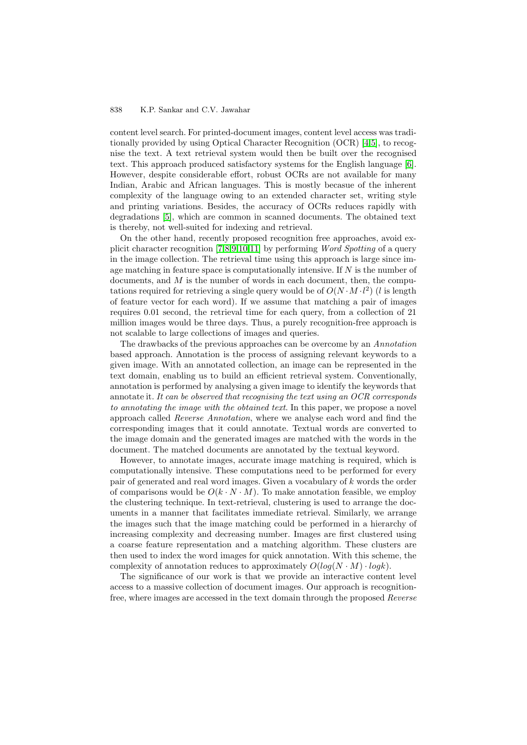content level search. For printed-document images, content level access was traditionally provided by using Optical Character Recognition (OCR) [4,5], to recognise the text. A text retrieval system would then be built over the recognised text. This approach produced satisfactory systems for the English language [6]. However, despite considerable effort, robust OCRs are not available for many Indian, Arabic and African languages. This is mostly becasue of the inherent complexity of the language owing to an extended character set, writing style and printing variations. Besides, the accuracy of OCRs reduces rapidly with degradations [5], which are common in scanned documents. The obtained text is thereby, not well-suited for indexing and retrieval.

On the other hand, recently proposed recognition free approaches, avoid explicit character recognition [7,8,9,10,11] by performing *Word Spotting* of a query in the image collection. The retrieval time using this approach is large since image matching in feature space is computationally intensive. If $N$ is the number of documents, and $M$ is the number of words in each document, then, the computations required for retrieving a single query would be of $O(N \cdot M \cdot l^2)$ ($l$ is length of feature vector for each word). If we assume that matching a pair of images requires 0.01 second, the retrieval time for each query, from a collection of 21 million images would be three days. Thus, a purely recognition-free approach is not scalable to large collections of images and queries.

The drawbacks of the previous approaches can be overcome by an *Annotation* based approach. Annotation is the process of assigning relevant keywords to a given image. With an annotated collection, an image can be represented in the text domain, enabling us to build an efficient retrieval system. Conventionally, annotation is performed by analysing a given image to identify the keywords that annotate it. *It can be observed that recognising the text using an OCR corresponds to annotating the image with the obtained text.* In this paper, we propose a novel approach called *Reverse Annotation*, where we analyse each word and find the corresponding images that it could annotate. Textual words are converted to the image domain and the generated images are matched with the words in the document. The matched documents are annotated by the textual keyword.

However, to annotate images, accurate image matching is required, which is computationally intensive. These computations need to be performed for every pair of generated and real word images. Given a vocabulary of $k$ words the order of comparisons would be $O(k \cdot N \cdot M)$. To make annotation feasible, we employ the clustering technique. In text-retrieval, clustering is used to arrange the documents in a manner that facilitates immediate retrieval. Similarly, we arrange the images such that the image matching could be performed in a hierarchy of increasing complexity and decreasing number. Images are first clustered using a coarse feature representation and a matching algorithm. These clusters are then used to index the word images for quick annotation. With this scheme, the complexity of annotation reduces to approximately $O(log(N \cdot M) \cdot logk)$.

The significance of our work is that we provide an interactive content level access to a massive collection of document images. Our approach is recognition-free, where images are accessed in the text domain through the proposed *Reverse*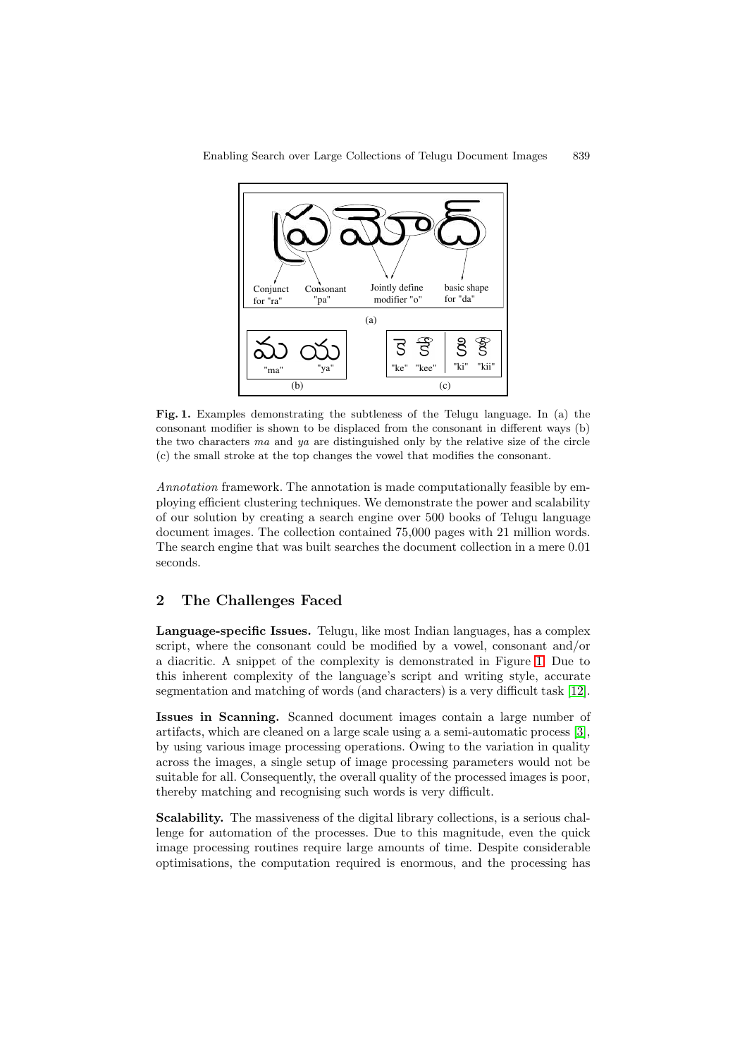**Fig. 1.** Examples demonstrating the subtleness of the Telugu language. In (a) the consonant modifier is shown to be displaced from the consonant in different ways (b) the two characters *ma* and *ya* are distinguished only by the relative size of the circle (c) the small stroke at the top changes the vowel that modifies the consonant.

*Annotation* framework. The annotation is made computationally feasible by employing efficient clustering techniques. We demonstrate the power and scalability of our solution by creating a search engine over 500 books of Telugu language document images. The collection contained 75,000 pages with 21 million words. The search engine that was built searches the document collection in a mere 0.01 seconds.

## 2 The Challenges Faced

**Language-specific Issues.** Telugu, like most Indian languages, has a complex script, where the consonant could be modified by a vowel, consonant and/or a diacritic. A snippet of the complexity is demonstrated in Figure 1. Due to this inherent complexity of the language's script and writing style, accurate segmentation and matching of words (and characters) is a very difficult task [12].

**Issues in Scanning.** Scanned document images contain a large number of artifacts, which are cleaned on a large scale using a a semi-automatic process [3], by using various image processing operations. Owing to the variation in quality across the images, a single setup of image processing parameters would not be suitable for all. Consequently, the overall quality of the processed images is poor, thereby matching and recognising such words is very difficult.

**Scalability.** The massiveness of the digital library collections, is a serious challenge for automation of the processes. Due to this magnitude, even the quick image processing routines require large amounts of time. Despite considerable optimisations, the computation required is enormous, and the processing has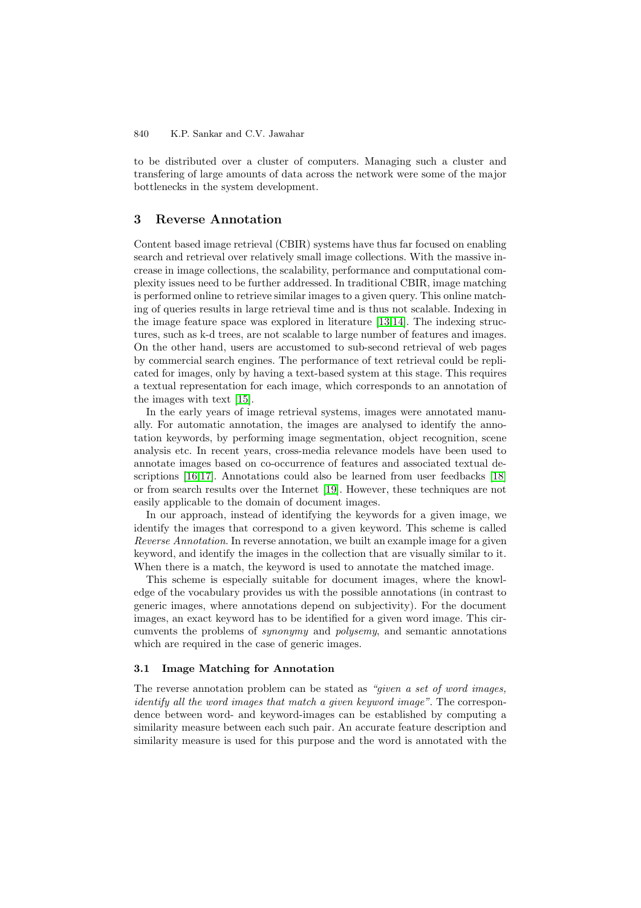to be distributed over a cluster of computers. Managing such a cluster and transfering of large amounts of data across the network were some of the major bottlenecks in the system development.

## 3 Reverse Annotation

Content based image retrieval (CBIR) systems have thus far focused on enabling search and retrieval over relatively small image collections. With the massive increase in image collections, the scalability, performance and computational complexity issues need to be further addressed. In traditional CBIR, image matching is performed online to retrieve similar images to a given query. This online matching of queries results in large retrieval time and is thus not scalable. Indexing in the image feature space was explored in literature [13,14]. The indexing structures, such as k-d trees, are not scalable to large number of features and images. On the other hand, users are accustomed to sub-second retrieval of web pages by commercial search engines. The performance of text retrieval could be replicated for images, only by having a text-based system at this stage. This requires a textual representation for each image, which corresponds to an annotation of the images with text [15].

In the early years of image retrieval systems, images were annotated manually. For automatic annotation, the images are analysed to identify the annotation keywords, by performing image segmentation, object recognition, scene analysis etc. In recent years, cross-media relevance models have been used to annotate images based on co-occurrence of features and associated textual descriptions [16,17]. Annotations could also be learned from user feedbacks [18] or from search results over the Internet [19]. However, these techniques are not easily applicable to the domain of document images.

In our approach, instead of identifying the keywords for a given image, we identify the images that correspond to a given keyword. This scheme is called *Reverse Annotation*. In reverse annotation, we built an example image for a given keyword, and identify the images in the collection that are visually similar to it. When there is a match, the keyword is used to annotate the matched image.

This scheme is especially suitable for document images, where the knowledge of the vocabulary provides us with the possible annotations (in contrast to generic images, where annotations depend on subjectivity). For the document images, an exact keyword has to be identified for a given word image. This circumvents the problems of *synonymy* and *polysemy*, and semantic annotations which are required in the case of generic images.

### 3.1 Image Matching for Annotation

The reverse annotation problem can be stated as *"given a set of word images, identify all the word images that match a given keyword image"*. The correspondence between word- and keyword-images can be established by computing a similarity measure between each such pair. An accurate feature description and similarity measure is used for this purpose and the word is annotated with the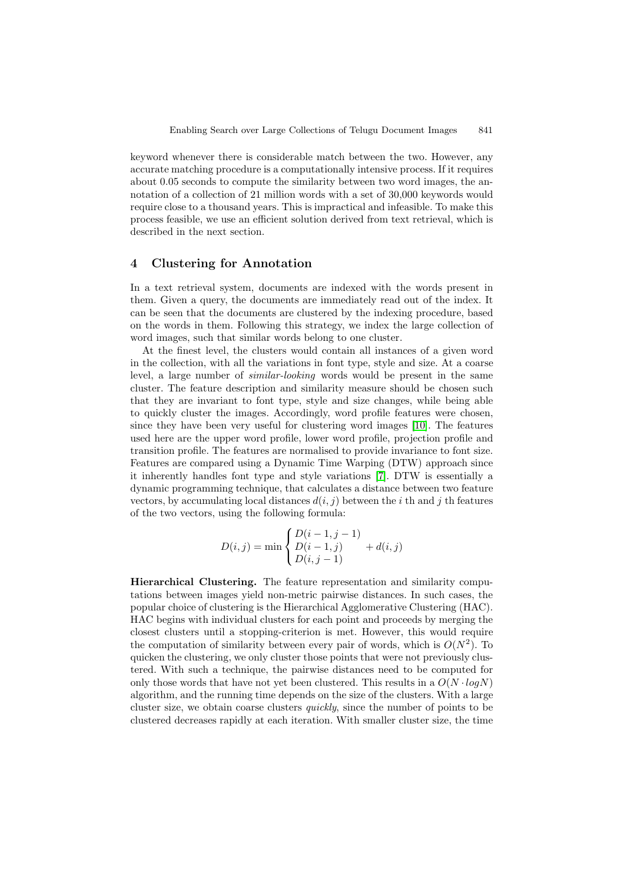keyword whenever there is considerable match between the two. However, any accurate matching procedure is a computationally intensive process. If it requires about 0.05 seconds to compute the similarity between two word images, the annotation of a collection of 21 million words with a set of 30,000 keywords would require close to a thousand years. This is impractical and infeasible. To make this process feasible, we use an efficient solution derived from text retrieval, which is described in the next section.

## 4 Clustering for Annotation

In a text retrieval system, documents are indexed with the words present in them. Given a query, the documents are immediately read out of the index. It can be seen that the documents are clustered by the indexing procedure, based on the words in them. Following this strategy, we index the large collection of word images, such that similar words belong to one cluster.

At the finest level, the clusters would contain all instances of a given word in the collection, with all the variations in font type, style and size. At a coarse level, a large number of *similar-looking* words would be present in the same cluster. The feature description and similarity measure should be chosen such that they are invariant to font type, style and size changes, while being able to quickly cluster the images. Accordingly, word profile features were chosen, since they have been very useful for clustering word images [10]. The features used here are the upper word profile, lower word profile, projection profile and transition profile. The features are normalised to provide invariance to font size. Features are compared using a Dynamic Time Warping (DTW) approach since it inherently handles font type and style variations [7]. DTW is essentially a dynamic programming technique, that calculates a distance between two feature vectors, by accumulating local distances $d(i,j)$ between the $i$ th and $j$ th features of the two vectors, using the following formula:

$$D(i,j) = \min \begin{cases} D(i-1,j-1) \\ D(i-1,j) \\ D(i,j-1) \end{cases} + d(i,j)$$

**Hierarchical Clustering.** The feature representation and similarity computations between images yield non-metric pairwise distances. In such cases, the popular choice of clustering is the Hierarchical Agglomerative Clustering (HAC). HAC begins with individual clusters for each point and proceeds by merging the closest clusters until a stopping-criterion is met. However, this would require the computation of similarity between every pair of words, which is $O(N^2)$. To quicken the clustering, we only cluster those points that were not previously clustered. With such a technique, the pairwise distances need to be computed for only those words that have not yet been clustered. This results in a $O(N \cdot logN)$ algorithm, and the running time depends on the size of the clusters. With a large cluster size, we obtain coarse clusters *quickly*, since the number of points to be clustered decreases rapidly at each iteration. With smaller cluster size, the time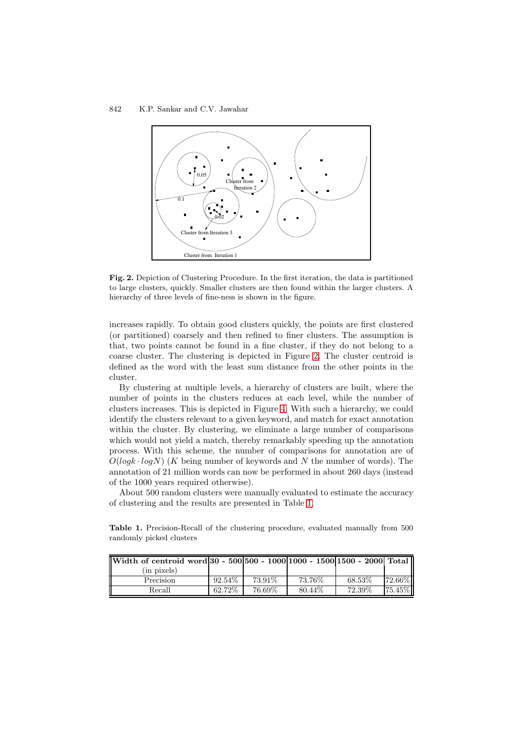**Fig. 2.** Depiction of Clustering Procedure. In the first iteration, the data is partitioned to large clusters, quickly. Smaller clusters are then found within the larger clusters. A hierarchy of three levels of fine-ness is shown in the figure.

increases rapidly. To obtain good clusters quickly, the points are first clustered (or partitioned) coarsely and then refined to finer clusters. The assumption is that, two points cannot be found in a fine cluster, if they do not belong to a coarse cluster. The clustering is depicted in Figure 2. The cluster centroid is defined as the word with the least sum distance from the other points in the cluster.

By clustering at multiple levels, a hierarchy of clusters are built, where the number of points in the clusters reduces at each level, while the number of clusters increases. This is depicted in Figure 4. With such a hierarchy, we could identify the clusters relevant to a given keyword, and match for exact annotation within the cluster. By clustering, we eliminate a large number of comparisons which would not yield a match, thereby remarkably speeding up the annotation process. With this scheme, the number of comparisons for annotation are of $O(logk \cdot logN)$ ($K$ being number of keywords and $N$ the number of words). The annotation of 21 million words can now be performed in about 260 days (instead of the 1000 years required otherwise).

About 500 random clusters were manually evaluated to estimate the accuracy of clustering and the results are presented in Table 1.

**Table 1.** Precision-Recall of the clustering procedure, evaluated manually from 500 randomly picked clusters

| **Width of centroid word** (in pixels) | **30 - 500** | **500 - 1000** | **1000 - 1500** | **1500 - 2000** | **Total** |
|---|---|---|---|---|---|
| Precision | 92.54% | 73.91% | 73.76% | 68.53% | 72.66% |
| Recall | 62.72% | 76.69% | 80.44% | 72.39% | 75.45% |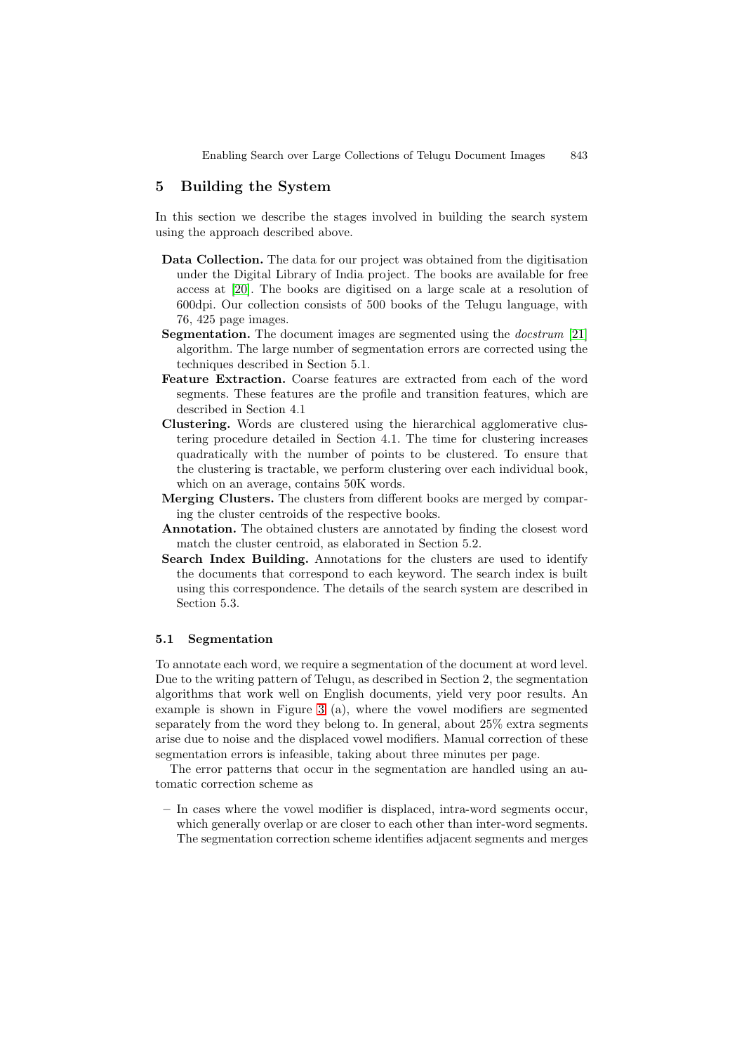## 5 Building the System

In this section we describe the stages involved in building the search system using the approach described above.

- **Data Collection.** The data for our project was obtained from the digitisation under the Digital Library of India project. The books are available for free access at [20]. The books are digitised on a large scale at a resolution of 600dpi. Our collection consists of 500 books of the Telugu language, with 76, 425 page images.
- **Segmentation.** The document images are segmented using the *docstrum* [21] algorithm. The large number of segmentation errors are corrected using the techniques described in Section 5.1.
- **Feature Extraction.** Coarse features are extracted from each of the word segments. These features are the profile and transition features, which are described in Section 4.1
- **Clustering.** Words are clustered using the hierarchical agglomerative clustering procedure detailed in Section 4.1. The time for clustering increases quadratically with the number of points to be clustered. To ensure that the clustering is tractable, we perform clustering over each individual book, which on an average, contains 50K words.
- **Merging Clusters.** The clusters from different books are merged by comparing the cluster centroids of the respective books.
- **Annotation.** The obtained clusters are annotated by finding the closest word match the cluster centroid, as elaborated in Section 5.2.
- **Search Index Building.** Annotations for the clusters are used to identify the documents that correspond to each keyword. The search index is built using this correspondence. The details of the search system are described in Section 5.3.

### 5.1 Segmentation

To annotate each word, we require a segmentation of the document at word level. Due to the writing pattern of Telugu, as described in Section 2, the segmentation algorithms that work well on English documents, yield very poor results. An example is shown in Figure 3 (a), where the vowel modifiers are segmented separately from the word they belong to. In general, about 25% extra segments arise due to noise and the displaced vowel modifiers. Manual correction of these segmentation errors is infeasible, taking about three minutes per page.

The error patterns that occur in the segmentation are handled using an automatic correction scheme as

- In cases where the vowel modifier is displaced, intra-word segments occur, which generally overlap or are closer to each other than inter-word segments. The segmentation correction scheme identifies adjacent segments and merges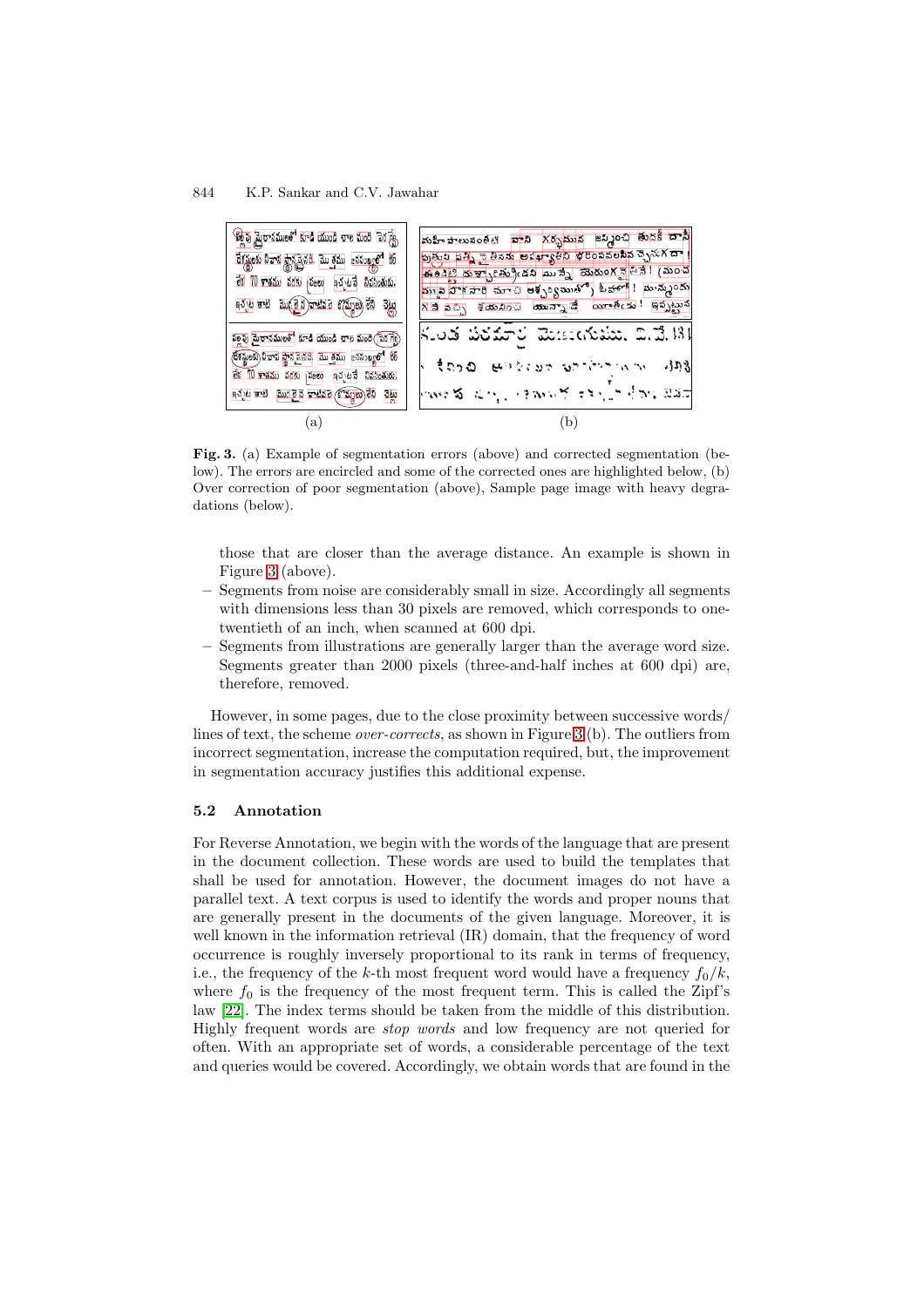**Fig. 3.** (a) Example of segmentation errors (above) and corrected segmentation (below). The errors are encircled and some of the corrected ones are highlighted below, (b) Over correction of poor segmentation (above), Sample page image with heavy degradations (below).

those that are closer than the average distance. An example is shown in Figure 3 (above).

- Segments from noise are considerably small in size. Accordingly all segments with dimensions less than 30 pixels are removed, which corresponds to one-twentieth of an inch, when scanned at 600 dpi.
- Segments from illustrations are generally larger than the average word size. Segments greater than 2000 pixels (three-and-half inches at 600 dpi) are, therefore, removed.

However, in some pages, due to the close proximity between successive words/ lines of text, the scheme *over-corrects*, as shown in Figure 3 (b). The outliers from incorrect segmentation, increase the computation required, but, the improvement in segmentation accuracy justifies this additional expense.

### 5.2 Annotation

For Reverse Annotation, we begin with the words of the language that are present in the document collection. These words are used to build the templates that shall be used for annotation. However, the document images do not have a parallel text. A text corpus is used to identify the words and proper nouns that are generally present in the documents of the given language. Moreover, it is well known in the information retrieval (IR) domain, that the frequency of word occurrence is roughly inversely proportional to its rank in terms of frequency, i.e., the frequency of the $k$-th most frequent word would have a frequency $f_0/k$, where $f_0$ is the frequency of the most frequent term. This is called the Zipf's law [22]. The index terms should be taken from the middle of this distribution. Highly frequent words are *stop words* and low frequency are not queried for often. With an appropriate set of words, a considerable percentage of the text and queries would be covered. Accordingly, we obtain words that are found in the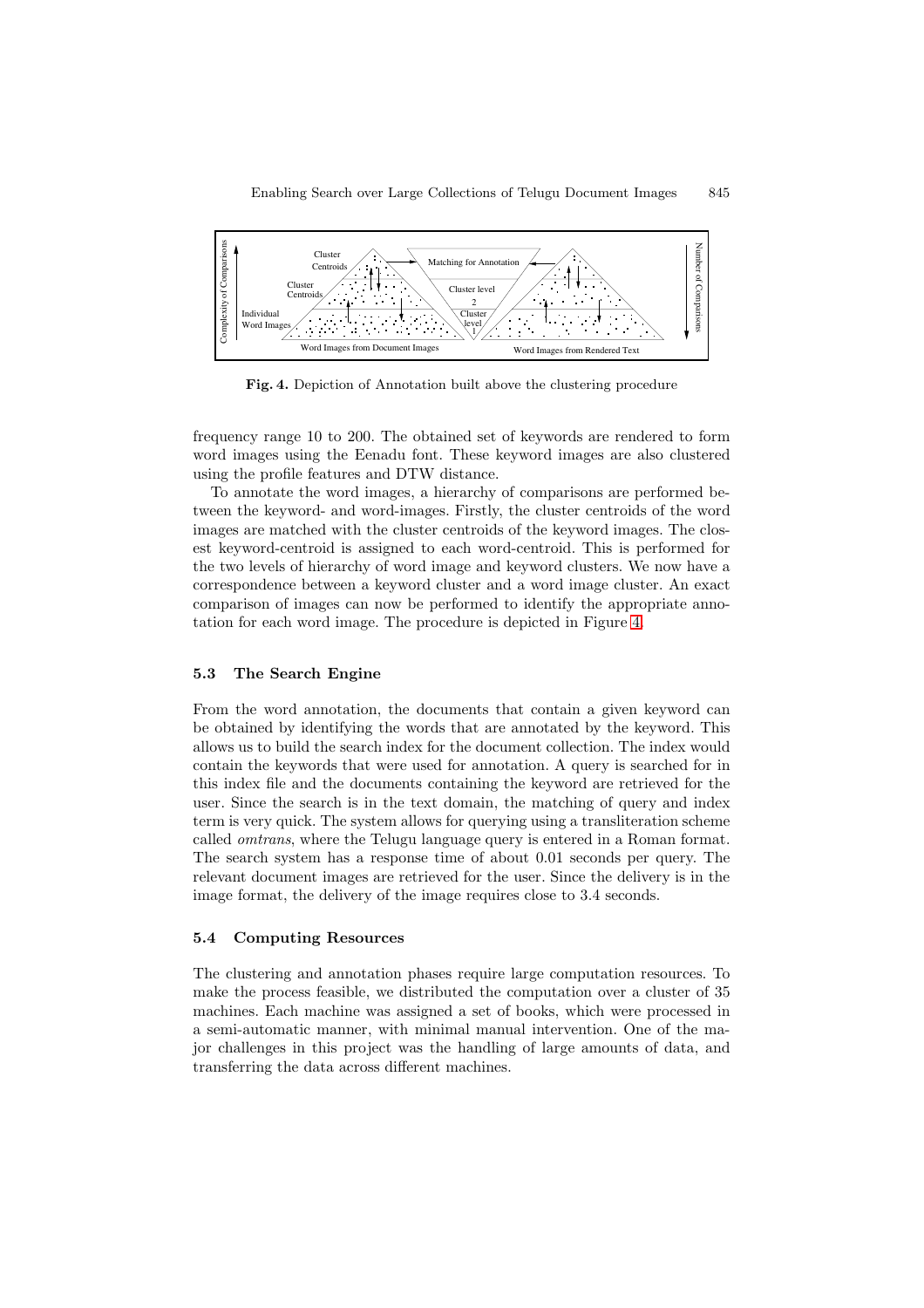Complexity of Comparisons

Cluster Centroids

Cluster Centroids

Individual Word Images

Matching for Annotation

Cluster level 2

Cluster level 1

Number of Comparisons

Word Images from Document Images

Word Images from Rendered Text

**Fig. 4.** Depiction of Annotation built above the clustering procedure

frequency range 10 to 200. The obtained set of keywords are rendered to form word images using the Eenadu font. These keyword images are also clustered using the profile features and DTW distance.

To annotate the word images, a hierarchy of comparisons are performed between the keyword- and word-images. Firstly, the cluster centroids of the word images are matched with the cluster centroids of the keyword images. The closest keyword-centroid is assigned to each word-centroid. This is performed for the two levels of hierarchy of word image and keyword clusters. We now have a correspondence between a keyword cluster and a word image cluster. An exact comparison of images can now be performed to identify the appropriate annotation for each word image. The procedure is depicted in Figure 4.

### 5.3 The Search Engine

From the word annotation, the documents that contain a given keyword can be obtained by identifying the words that are annotated by the keyword. This allows us to build the search index for the document collection. The index would contain the keywords that were used for annotation. A query is searched for in this index file and the documents containing the keyword are retrieved for the user. Since the search is in the text domain, the matching of query and index term is very quick. The system allows for querying using a transliteration scheme called *omtrans*, where the Telugu language query is entered in a Roman format. The search system has a response time of about 0.01 seconds per query. The relevant document images are retrieved for the user. Since the delivery is in the image format, the delivery of the image requires close to 3.4 seconds.

### 5.4 Computing Resources

The clustering and annotation phases require large computation resources. To make the process feasible, we distributed the computation over a cluster of 35 machines. Each machine was assigned a set of books, which were processed in a semi-automatic manner, with minimal manual intervention. One of the major challenges in this project was the handling of large amounts of data, and transferring the data across different machines.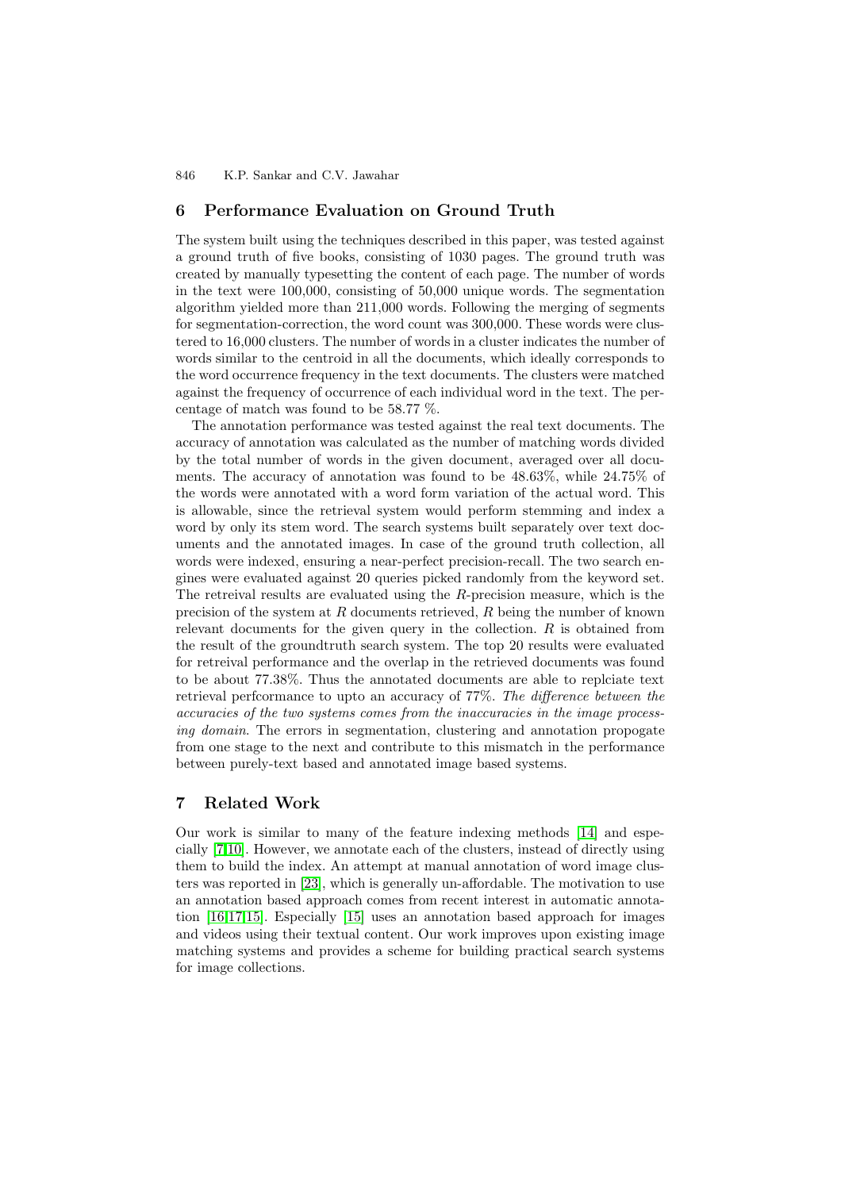## 6 Performance Evaluation on Ground Truth

The system built using the techniques described in this paper, was tested against a ground truth of five books, consisting of 1030 pages. The ground truth was created by manually typesetting the content of each page. The number of words in the text were 100,000, consisting of 50,000 unique words. The segmentation algorithm yielded more than 211,000 words. Following the merging of segments for segmentation-correction, the word count was 300,000. These words were clustered to 16,000 clusters. The number of words in a cluster indicates the number of words similar to the centroid in all the documents, which ideally corresponds to the word occurrence frequency in the text documents. The clusters were matched against the frequency of occurrence of each individual word in the text. The percentage of match was found to be 58.77 %.

The annotation performance was tested against the real text documents. The accuracy of annotation was calculated as the number of matching words divided by the total number of words in the given document, averaged over all documents. The accuracy of annotation was found to be 48.63%, while 24.75% of the words were annotated with a word form variation of the actual word. This is allowable, since the retrieval system would perform stemming and index a word by only its stem word. The search systems built separately over text documents and the annotated images. In case of the ground truth collection, all words were indexed, ensuring a near-perfect precision-recall. The two search engines were evaluated against 20 queries picked randomly from the keyword set. The retreival results are evaluated using the $R$-precision measure, which is the precision of the system at $R$ documents retrieved, $R$ being the number of known relevant documents for the given query in the collection. $R$ is obtained from the result of the groundtruth search system. The top 20 results were evaluated for retreival performance and the overlap in the retrieved documents was found to be about 77.38%. Thus the annotated documents are able to replciate text retrieval perfcormance to upto an accuracy of 77%. *The difference between the accuracies of the two systems comes from the inaccuracies in the image processing domain*. The errors in segmentation, clustering and annotation propogate from one stage to the next and contribute to this mismatch in the performance between purely-text based and annotated image based systems.

## 7 Related Work

Our work is similar to many of the feature indexing methods [14] and especially [7,10]. However, we annotate each of the clusters, instead of directly using them to build the index. An attempt at manual annotation of word image clusters was reported in [23], which is generally un-affordable. The motivation to use an annotation based approach comes from recent interest in automatic annotation [16,17,15]. Especially [15] uses an annotation based approach for images and videos using their textual content. Our work improves upon existing image matching systems and provides a scheme for building practical search systems for image collections.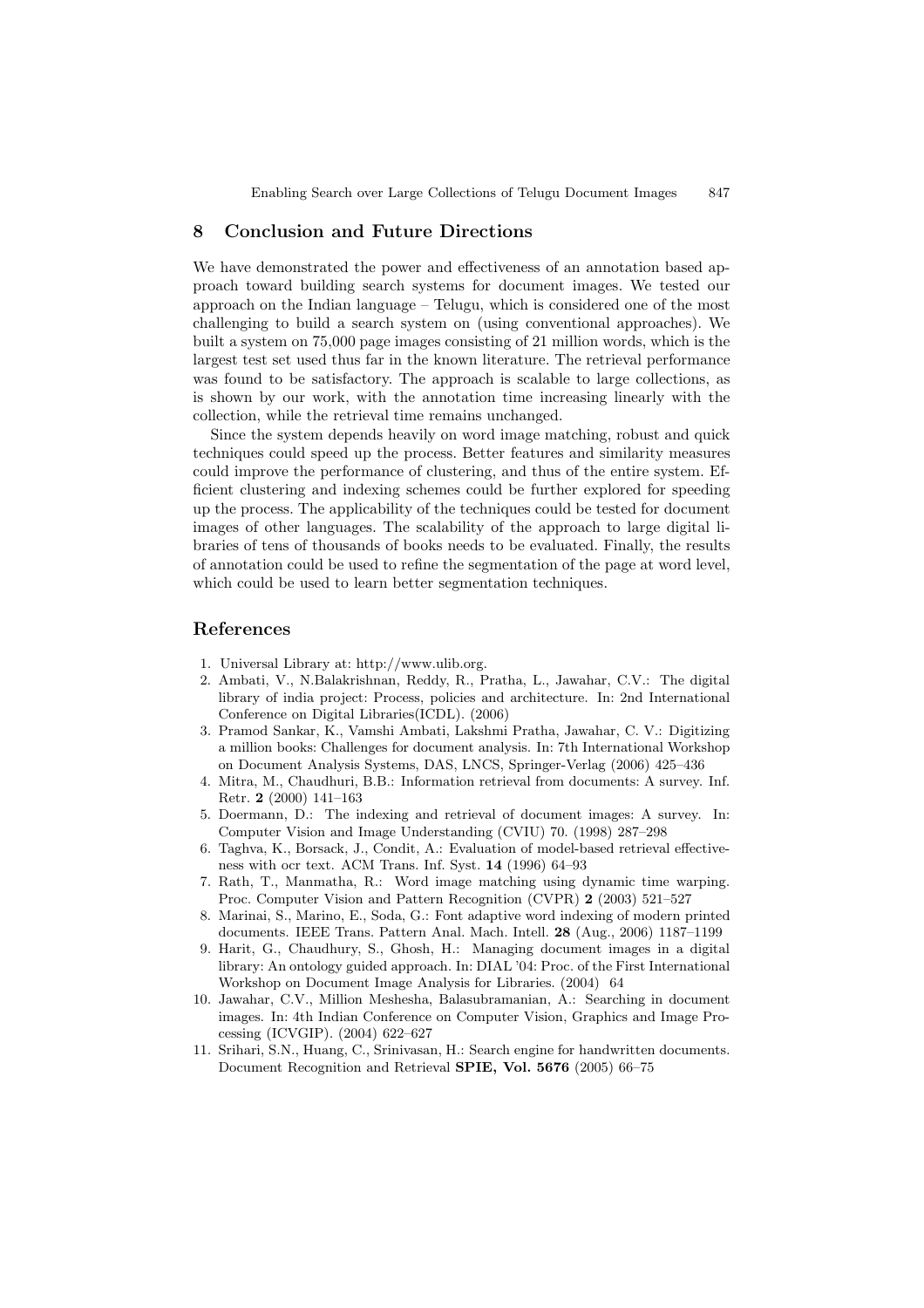## 8 Conclusion and Future Directions

We have demonstrated the power and effectiveness of an annotation based approach toward building search systems for document images. We tested our approach on the Indian language – Telugu, which is considered one of the most challenging to build a search system on (using conventional approaches). We built a system on 75,000 page images consisting of 21 million words, which is the largest test set used thus far in the known literature. The retrieval performance was found to be satisfactory. The approach is scalable to large collections, as is shown by our work, with the annotation time increasing linearly with the collection, while the retrieval time remains unchanged.

Since the system depends heavily on word image matching, robust and quick techniques could speed up the process. Better features and similarity measures could improve the performance of clustering, and thus of the entire system. Efficient clustering and indexing schemes could be further explored for speeding up the process. The applicability of the techniques could be tested for document images of other languages. The scalability of the approach to large digital libraries of tens of thousands of books needs to be evaluated. Finally, the results of annotation could be used to refine the segmentation of the page at word level, which could be used to learn better segmentation techniques.

## References

1. Universal Library at: http://www.ulib.org.
2. Ambati, V., N.Balakrishnan, Reddy, R., Pratha, L., Jawahar, C.V.: The digital library of india project: Process, policies and architecture. In: 2nd International Conference on Digital Libraries(ICDL). (2006)
3. Pramod Sankar, K., Vamshi Ambati, Lakshmi Pratha, Jawahar, C. V.: Digitizing a million books: Challenges for document analysis. In: 7th International Workshop on Document Analysis Systems, DAS, LNCS, Springer-Verlag (2006) 425–436
4. Mitra, M., Chaudhuri, B.B.: Information retrieval from documents: A survey. Inf. Retr. **2** (2000) 141–163
5. Doermann, D.: The indexing and retrieval of document images: A survey. In: Computer Vision and Image Understanding (CVIU) 70. (1998) 287–298
6. Taghva, K., Borsack, J., Condit, A.: Evaluation of model-based retrieval effectiveness with ocr text. ACM Trans. Inf. Syst. **14** (1996) 64–93
7. Rath, T., Manmatha, R.: Word image matching using dynamic time warping. Proc. Computer Vision and Pattern Recognition (CVPR) **2** (2003) 521–527
8. Marinai, S., Marino, E., Soda, G.: Font adaptive word indexing of modern printed documents. IEEE Trans. Pattern Anal. Mach. Intell. **28** (Aug., 2006) 1187–1199
9. Harit, G., Chaudhury, S., Ghosh, H.: Managing document images in a digital library: An ontology guided approach. In: DIAL '04: Proc. of the First International Workshop on Document Image Analysis for Libraries. (2004) 64
10. Jawahar, C.V., Million Meshesha, Balasubramanian, A.: Searching in document images. In: 4th Indian Conference on Computer Vision, Graphics and Image Processing (ICVGIP). (2004) 622–627
11. Srihari, S.N., Huang, C., Srinivasan, H.: Search engine for handwritten documents. Document Recognition and Retrieval **SPIE, Vol. 5676** (2005) 66–75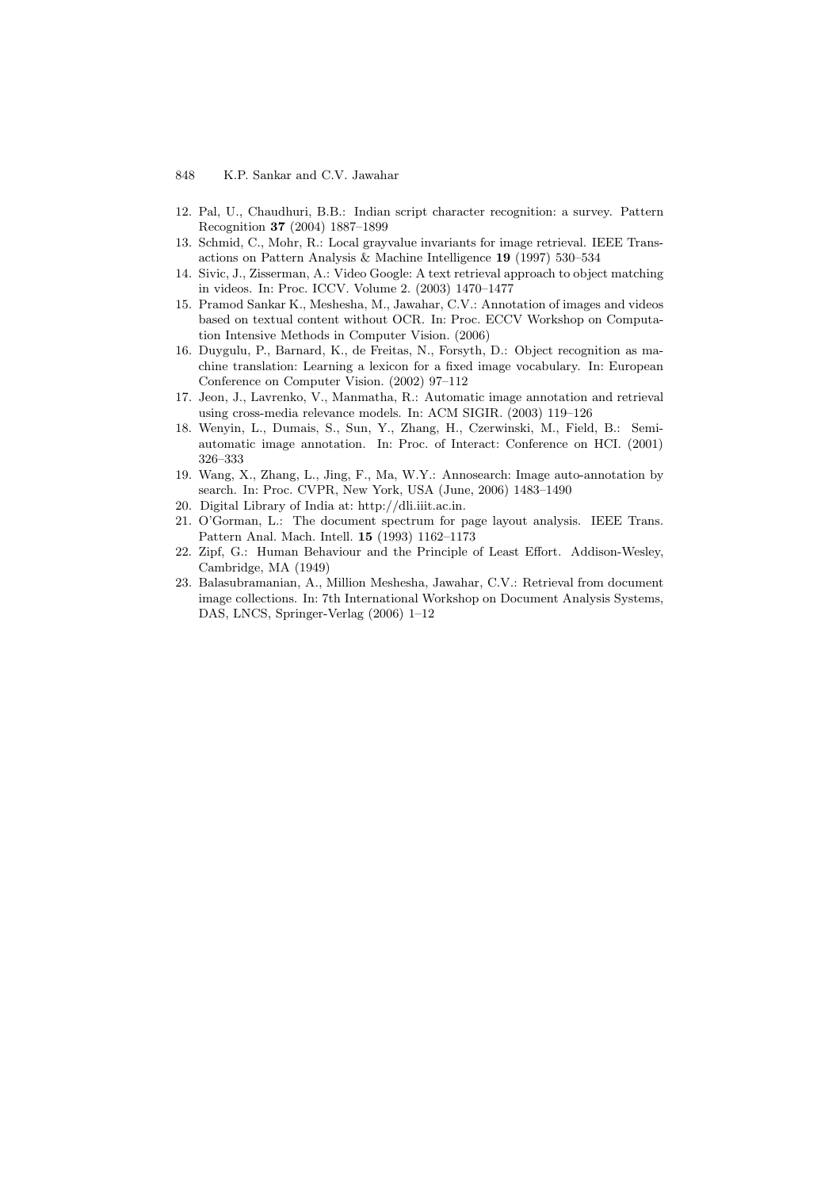12. Pal, U., Chaudhuri, B.B.: Indian script character recognition: a survey. Pattern Recognition **37** (2004) 1887–1899
13. Schmid, C., Mohr, R.: Local grayvalue invariants for image retrieval. IEEE Transactions on Pattern Analysis & Machine Intelligence **19** (1997) 530–534
14. Sivic, J., Zisserman, A.: Video Google: A text retrieval approach to object matching in videos. In: Proc. ICCV. Volume 2. (2003) 1470–1477
15. Pramod Sankar K., Meshesha, M., Jawahar, C.V.: Annotation of images and videos based on textual content without OCR. In: Proc. ECCV Workshop on Computation Intensive Methods in Computer Vision. (2006)
16. Duygulu, P., Barnard, K., de Freitas, N., Forsyth, D.: Object recognition as machine translation: Learning a lexicon for a fixed image vocabulary. In: European Conference on Computer Vision. (2002) 97–112
17. Jeon, J., Lavrenko, V., Manmatha, R.: Automatic image annotation and retrieval using cross-media relevance models. In: ACM SIGIR. (2003) 119–126
18. Wenyin, L., Dumais, S., Sun, Y., Zhang, H., Czerwinski, M., Field, B.: Semi-automatic image annotation. In: Proc. of Interact: Conference on HCI. (2001) 326–333
19. Wang, X., Zhang, L., Jing, F., Ma, W.Y.: Annosearch: Image auto-annotation by search. In: Proc. CVPR, New York, USA (June, 2006) 1483–1490
20. Digital Library of India at: http://dli.iiit.ac.in.
21. O'Gorman, L.: The document spectrum for page layout analysis. IEEE Trans. Pattern Anal. Mach. Intell. **15** (1993) 1162–1173
22. Zipf, G.: Human Behaviour and the Principle of Least Effort. Addison-Wesley, Cambridge, MA (1949)
23. Balasubramanian, A., Million Meshesha, Jawahar, C.V.: Retrieval from document image collections. In: 7th International Workshop on Document Analysis Systems, DAS, LNCS, Springer-Verlag (2006) 1–12